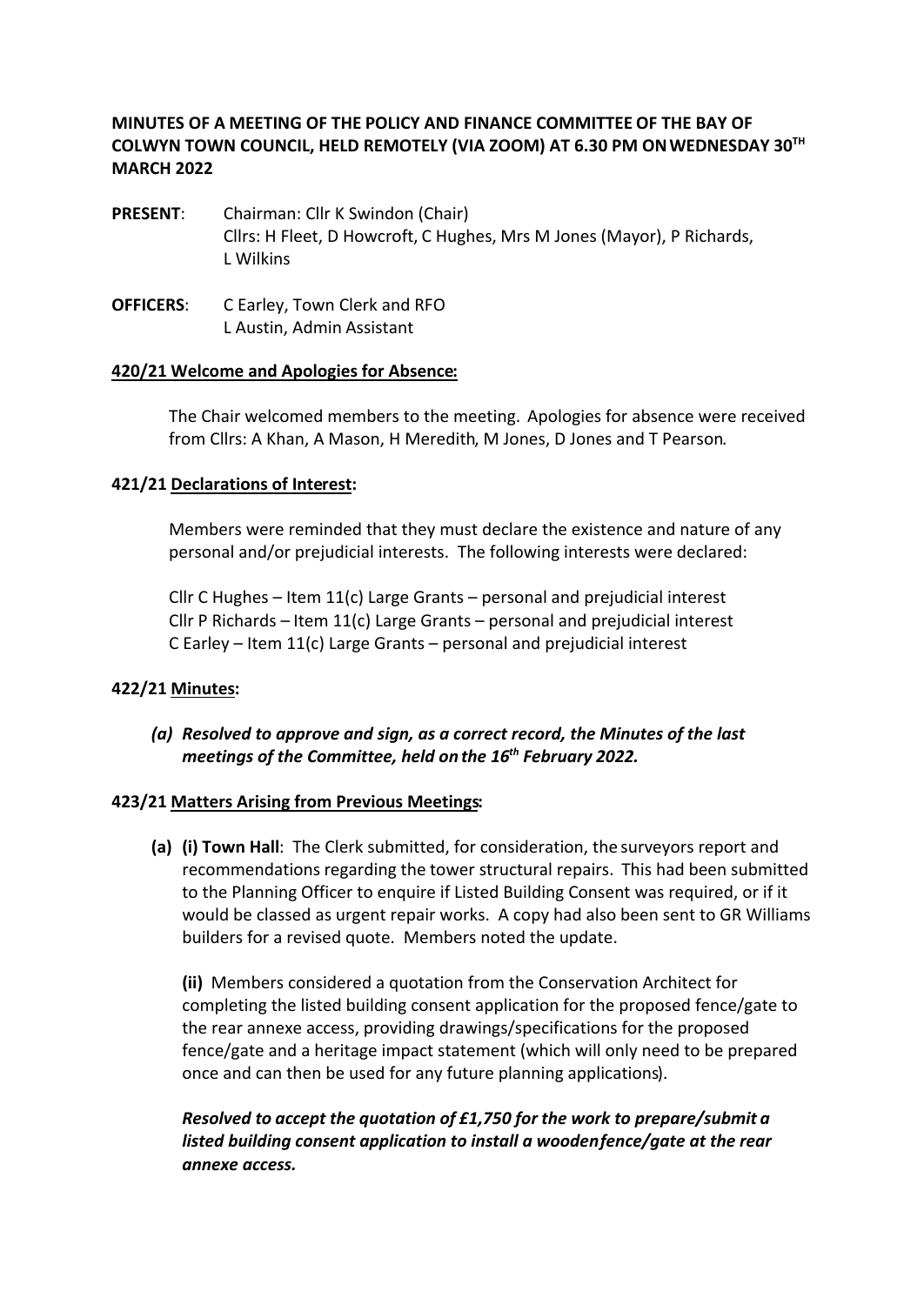**MINUTES OF A MEETING OF THE POLICY AND FINANCE COMMITTEE OF THE BAY OF COLWYN TOWN COUNCIL, HELD REMOTELY (VIA ZOOM) AT 6.30 PM ON WEDNESDAY 30TH MARCH 2022**

**PRESENT**: Chairman: Cllr K Swindon (Chair)
Cllrs: H Fleet, D Howcroft, C Hughes, Mrs M Jones (Mayor), P Richards, L Wilkins

**OFFICERS**: C Earley, Town Clerk and RFO
L Austin, Admin Assistant

**420/21 Welcome and Apologies for Absence:**

The Chair welcomed members to the meeting. Apologies for absence were received from Cllrs: A Khan, A Mason, H Meredith, M Jones, D Jones and T Pearson.

**421/21 Declarations of Interest:**

Members were reminded that they must declare the existence and nature of any personal and/or prejudicial interests. The following interests were declared:

Cllr C Hughes – Item 11(c) Large Grants – personal and prejudicial interest
Cllr P Richards – Item 11(c) Large Grants – personal and prejudicial interest
C Earley – Item 11(c) Large Grants – personal and prejudicial interest

**422/21 Minutes:**

*(a)* ***Resolved to approve and sign, as a correct record, the Minutes of the last meetings of the Committee, held on the 16th February 2022.***

**423/21 Matters Arising from Previous Meetings:**

**(a) (i) Town Hall**: The Clerk submitted, for consideration, the surveyors report and recommendations regarding the tower structural repairs. This had been submitted to the Planning Officer to enquire if Listed Building Consent was required, or if it would be classed as urgent repair works. A copy had also been sent to GR Williams builders for a revised quote. Members noted the update.

**(ii)** Members considered a quotation from the Conservation Architect for completing the listed building consent application for the proposed fence/gate to the rear annexe access, providing drawings/specifications for the proposed fence/gate and a heritage impact statement (which will only need to be prepared once and can then be used for any future planning applications).

***Resolved to accept the quotation of £1,750 for the work to prepare/submit a listed building consent application to install a wooden fence/gate at the rear annexe access.***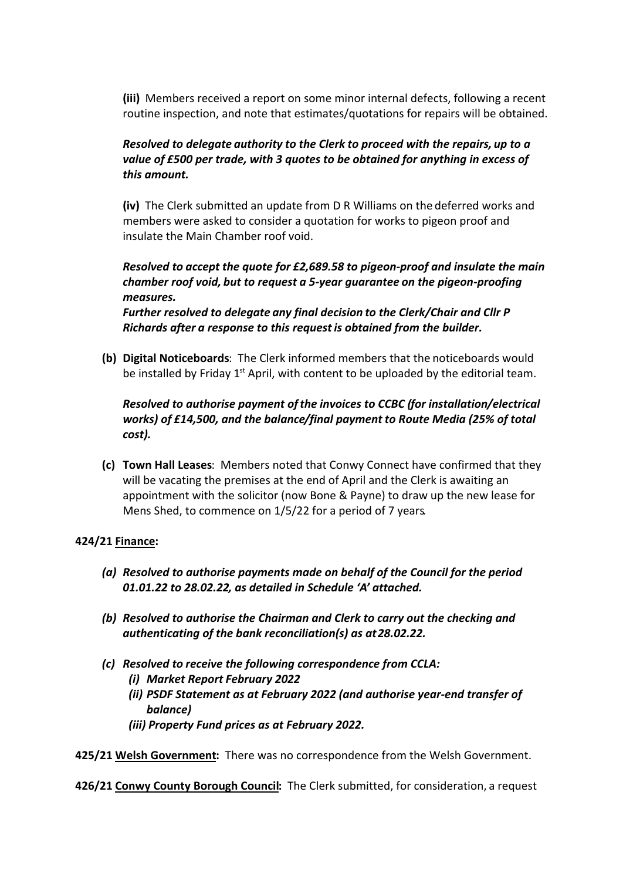**(iii)** Members received a report on some minor internal defects, following a recent routine inspection, and note that estimates/quotations for repairs will be obtained.

***Resolved to delegate authority to the Clerk to proceed with the repairs, up to a value of £500 per trade, with 3 quotes to be obtained for anything in excess of this amount.***

**(iv)** The Clerk submitted an update from D R Williams on the deferred works and members were asked to consider a quotation for works to pigeon proof and insulate the Main Chamber roof void.

***Resolved to accept the quote for £2,689.58 to pigeon-proof and insulate the main chamber roof void, but to request a 5-year guarantee on the pigeon-proofing measures.***
***Further resolved to delegate any final decision to the Clerk/Chair and Cllr P Richards after a response to this request is obtained from the builder.***

**(b) Digital Noticeboards**: The Clerk informed members that the noticeboards would be installed by Friday 1st April, with content to be uploaded by the editorial team.

***Resolved to authorise payment of the invoices to CCBC (for installation/electrical works) of £14,500, and the balance/final payment to Route Media (25% of total cost).***

**(c) Town Hall Leases**: Members noted that Conwy Connect have confirmed that they will be vacating the premises at the end of April and the Clerk is awaiting an appointment with the solicitor (now Bone & Payne) to draw up the new lease for Mens Shed, to commence on 1/5/22 for a period of 7 years.

**424/21 Finance:**

*(a) Resolved to authorise payments made on behalf of the Council for the period 01.01.22 to 28.02.22, as detailed in Schedule 'A' attached.*

*(b) Resolved to authorise the Chairman and Clerk to carry out the checking and authenticating of the bank reconciliation(s) as at 28.02.22.*

*(c) Resolved to receive the following correspondence from CCLA:*
   *(i) Market Report February 2022*
   *(ii) PSDF Statement as at February 2022 (and authorise year-end transfer of balance)*
   *(iii) Property Fund prices as at February 2022.*

**425/21 Welsh Government:** There was no correspondence from the Welsh Government.

**426/21 Conwy County Borough Council:** The Clerk submitted, for consideration, a request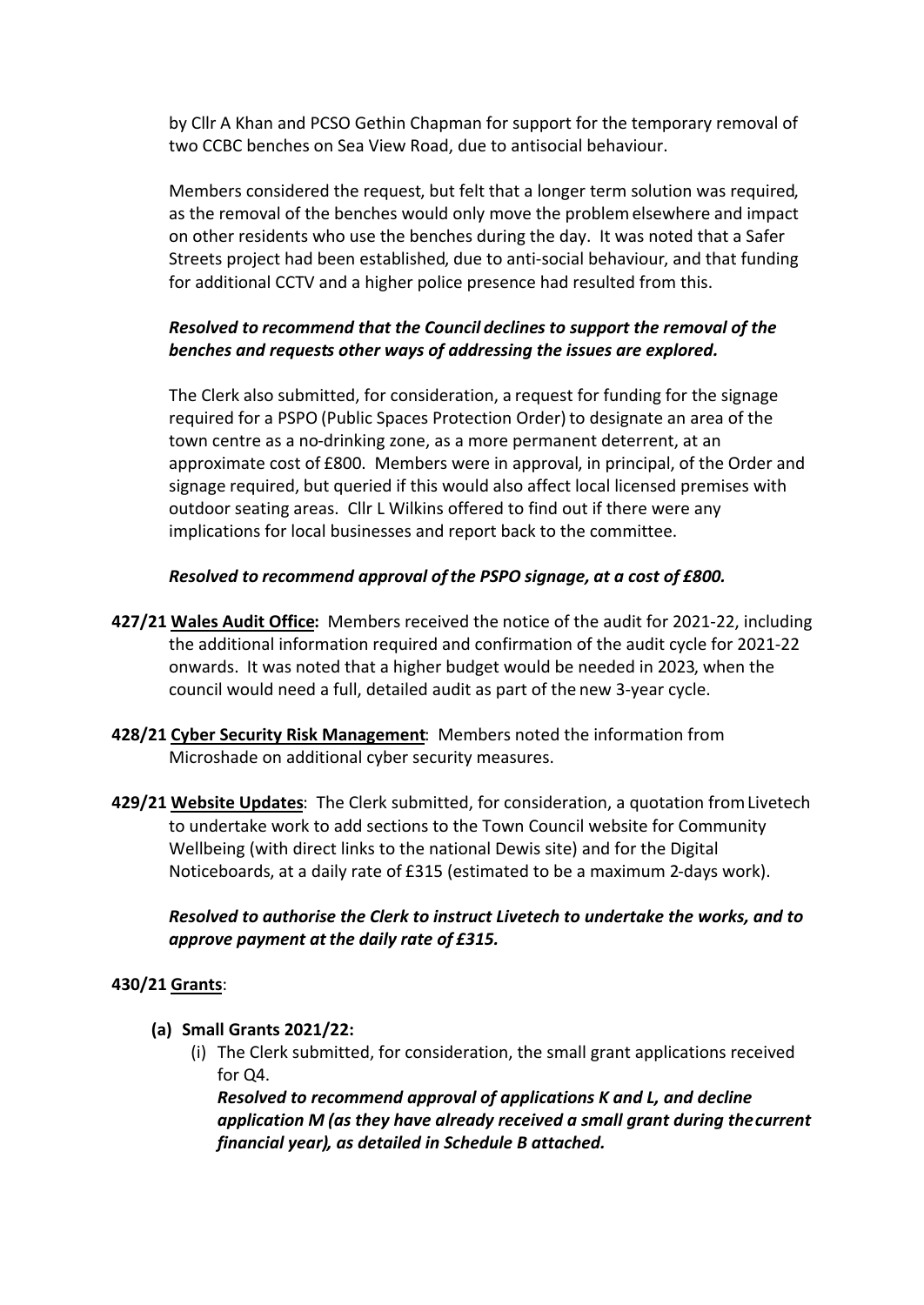by Cllr A Khan and PCSO Gethin Chapman for support for the temporary removal of two CCBC benches on Sea View Road, due to antisocial behaviour.

Members considered the request, but felt that a longer term solution was required, as the removal of the benches would only move the problem elsewhere and impact on other residents who use the benches during the day. It was noted that a Safer Streets project had been established, due to anti-social behaviour, and that funding for additional CCTV and a higher police presence had resulted from this.

***Resolved to recommend that the Council declines to support the removal of the benches and requests other ways of addressing the issues are explored.***

The Clerk also submitted, for consideration, a request for funding for the signage required for a PSPO (Public Spaces Protection Order) to designate an area of the town centre as a no-drinking zone, as a more permanent deterrent, at an approximate cost of £800. Members were in approval, in principal, of the Order and signage required, but queried if this would also affect local licensed premises with outdoor seating areas. Cllr L Wilkins offered to find out if there were any implications for local businesses and report back to the committee.

***Resolved to recommend approval of the PSPO signage, at a cost of £800.***

**427/21 <u>Wales Audit Office</u>:** Members received the notice of the audit for 2021-22, including the additional information required and confirmation of the audit cycle for 2021-22 onwards. It was noted that a higher budget would be needed in 2023, when the council would need a full, detailed audit as part of the new 3-year cycle.

**428/21 <u>Cyber Security Risk Management</u>**: Members noted the information from Microshade on additional cyber security measures.

**429/21 <u>Website Updates</u>**: The Clerk submitted, for consideration, a quotation from Livetech to undertake work to add sections to the Town Council website for Community Wellbeing (with direct links to the national Dewis site) and for the Digital Noticeboards, at a daily rate of £315 (estimated to be a maximum 2-days work).

***Resolved to authorise the Clerk to instruct Livetech to undertake the works, and to approve payment at the daily rate of £315.***

**430/21 <u>Grants</u>**:

**(a) Small Grants 2021/22:**

(i) The Clerk submitted, for consideration, the small grant applications received for Q4.
***Resolved to recommend approval of applications K and L, and decline application M (as they have already received a small grant during the current financial year), as detailed in Schedule B attached.***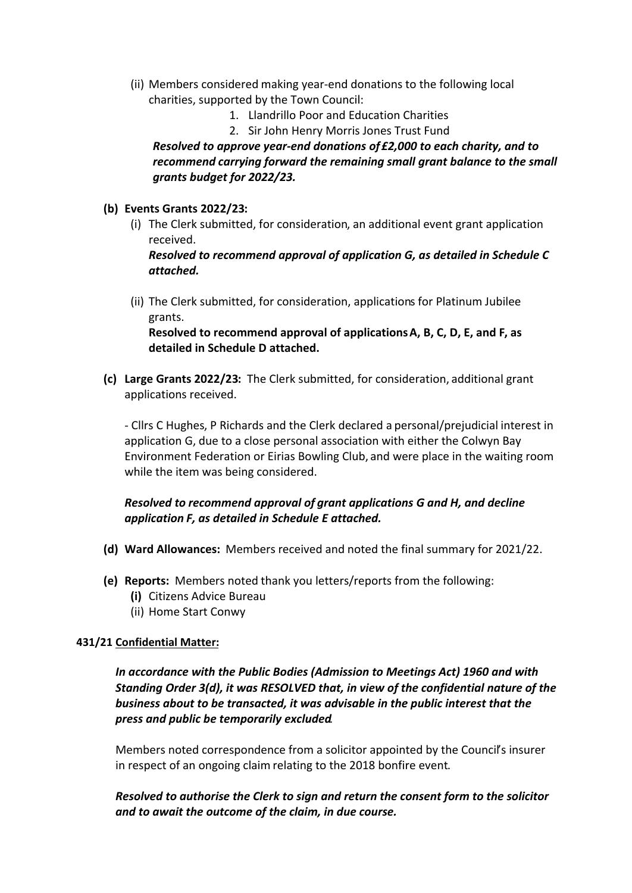(ii) Members considered making year-end donations to the following local charities, supported by the Town Council:

1. Llandrillo Poor and Education Charities
2. Sir John Henry Morris Jones Trust Fund

***Resolved to approve year-end donations of £2,000 to each charity, and to recommend carrying forward the remaining small grant balance to the small grants budget for 2022/23.***

**(b) Events Grants 2022/23:**

(i) The Clerk submitted, for consideration, an additional event grant application received.

***Resolved to recommend approval of application G, as detailed in Schedule C attached.***

(ii) The Clerk submitted, for consideration, applications for Platinum Jubilee grants.

**Resolved to recommend approval of applications A, B, C, D, E, and F, as detailed in Schedule D attached.**

**(c) Large Grants 2022/23:** The Clerk submitted, for consideration, additional grant applications received.

- Cllrs C Hughes, P Richards and the Clerk declared a personal/prejudicial interest in application G, due to a close personal association with either the Colwyn Bay Environment Federation or Eirias Bowling Club, and were place in the waiting room while the item was being considered.

***Resolved to recommend approval of grant applications G and H, and decline application F, as detailed in Schedule E attached.***

**(d) Ward Allowances:** Members received and noted the final summary for 2021/22.

**(e) Reports:** Members noted thank you letters/reports from the following:

**(i)** Citizens Advice Bureau

(ii) Home Start Conwy

**431/21 Confidential Matter:**

***In accordance with the Public Bodies (Admission to Meetings Act) 1960 and with Standing Order 3(d), it was RESOLVED that, in view of the confidential nature of the business about to be transacted, it was advisable in the public interest that the press and public be temporarily excluded.***

Members noted correspondence from a solicitor appointed by the Council's insurer in respect of an ongoing claim relating to the 2018 bonfire event.

***Resolved to authorise the Clerk to sign and return the consent form to the solicitor and to await the outcome of the claim, in due course.***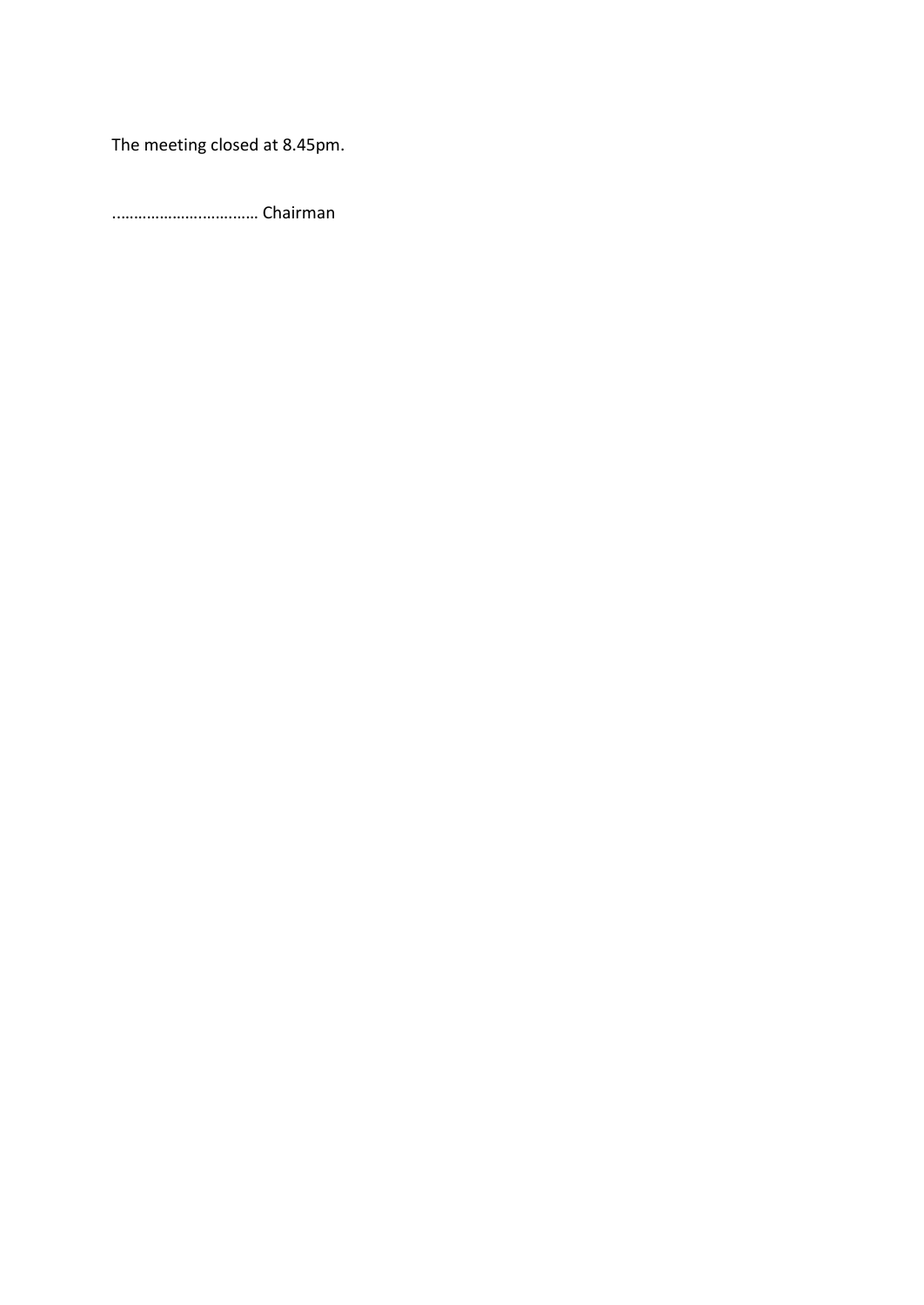The meeting closed at 8.45pm.

…………………..………. Chairman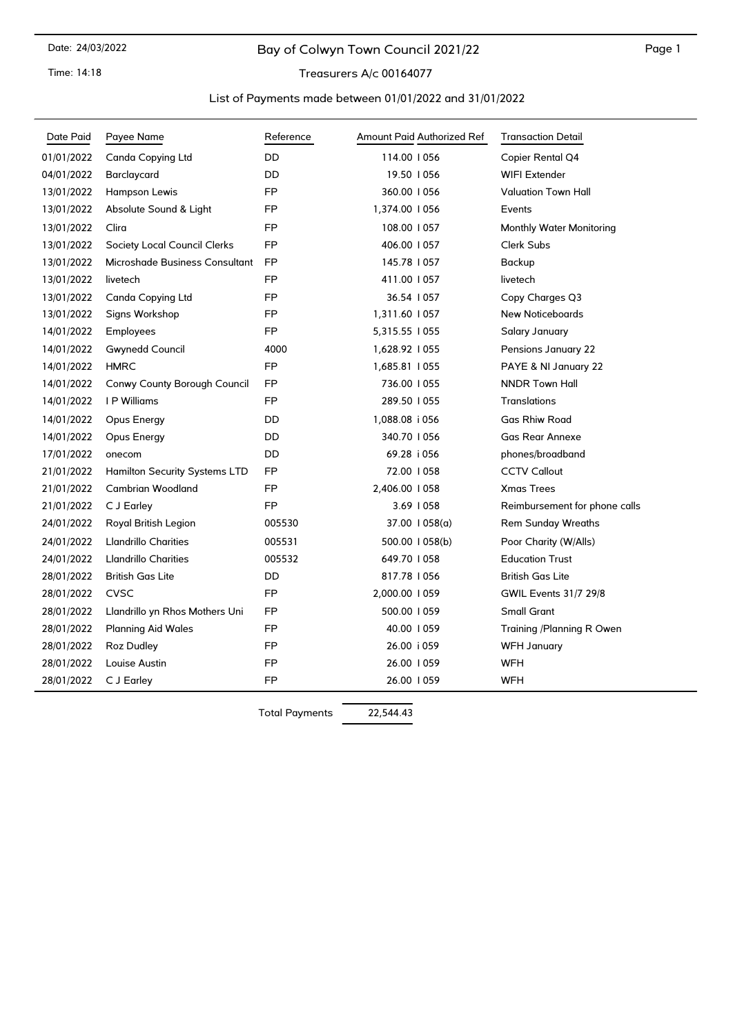Date: 24/03/2022

Time: 14:18

# Bay of Colwyn Town Council 2021/22

## Treasurers A/c 00164077

### List of Payments made between 01/01/2022 and 31/01/2022

| Date Paid | Payee Name | Reference | Amount Paid | Authorized Ref | Transaction Detail |
|---|---|---|---|---|---|
| 01/01/2022 | Canda Copying Ltd | DD | 114.00 | I 056 | Copier Rental Q4 |
| 04/01/2022 | Barclaycard | DD | 19.50 | I 056 | WIFI Extender |
| 13/01/2022 | Hampson Lewis | FP | 360.00 | I 056 | Valuation Town Hall |
| 13/01/2022 | Absolute Sound & Light | FP | 1,374.00 | I 056 | Events |
| 13/01/2022 | Clira | FP | 108.00 | I 057 | Monthly Water Monitoring |
| 13/01/2022 | Society Local Council Clerks | FP | 406.00 | I 057 | Clerk Subs |
| 13/01/2022 | Microshade Business Consultant | FP | 145.78 | I 057 | Backup |
| 13/01/2022 | livetech | FP | 411.00 | I 057 | livetech |
| 13/01/2022 | Canda Copying Ltd | FP | 36.54 | I 057 | Copy Charges Q3 |
| 13/01/2022 | Signs Workshop | FP | 1,311.60 | I 057 | New Noticeboards |
| 14/01/2022 | Employees | FP | 5,315.55 | I 055 | Salary January |
| 14/01/2022 | Gwynedd Council | 4000 | 1,628.92 | I 055 | Pensions January 22 |
| 14/01/2022 | HMRC | FP | 1,685.81 | I 055 | PAYE & NI January 22 |
| 14/01/2022 | Conwy County Borough Council | FP | 736.00 | I 055 | NNDR Town Hall |
| 14/01/2022 | I P Williams | FP | 289.50 | I 055 | Translations |
| 14/01/2022 | Opus Energy | DD | 1,088.08 | i 056 | Gas Rhiw Road |
| 14/01/2022 | Opus Energy | DD | 340.70 | I 056 | Gas Rear Annexe |
| 17/01/2022 | onecom | DD | 69.28 | i 056 | phones/broadband |
| 21/01/2022 | Hamilton Security Systems LTD | FP | 72.00 | I 058 | CCTV Callout |
| 21/01/2022 | Cambrian Woodland | FP | 2,406.00 | I 058 | Xmas Trees |
| 21/01/2022 | C J Earley | FP | 3.69 | I 058 | Reimbursement for phone calls |
| 24/01/2022 | Royal British Legion | 005530 | 37.00 | I 058(a) | Rem Sunday Wreaths |
| 24/01/2022 | Llandrillo Charities | 005531 | 500.00 | I 058(b) | Poor Charity (W/Alls) |
| 24/01/2022 | Llandrillo Charities | 005532 | 649.70 | I 058 | Education Trust |
| 28/01/2022 | British Gas Lite | DD | 817.78 | I 056 | British Gas Lite |
| 28/01/2022 | CVSC | FP | 2,000.00 | I 059 | GWIL Events 31/7 29/8 |
| 28/01/2022 | Llandrillo yn Rhos Mothers Uni | FP | 500.00 | I 059 | Small Grant |
| 28/01/2022 | Planning Aid Wales | FP | 40.00 | I 059 | Training /Planning R Owen |
| 28/01/2022 | Roz Dudley | FP | 26.00 | i 059 | WFH January |
| 28/01/2022 | Louise Austin | FP | 26.00 | I 059 | WFH |
| 28/01/2022 | C J Earley | FP | 26.00 | I 059 | WFH |

Total Payments 22,544.43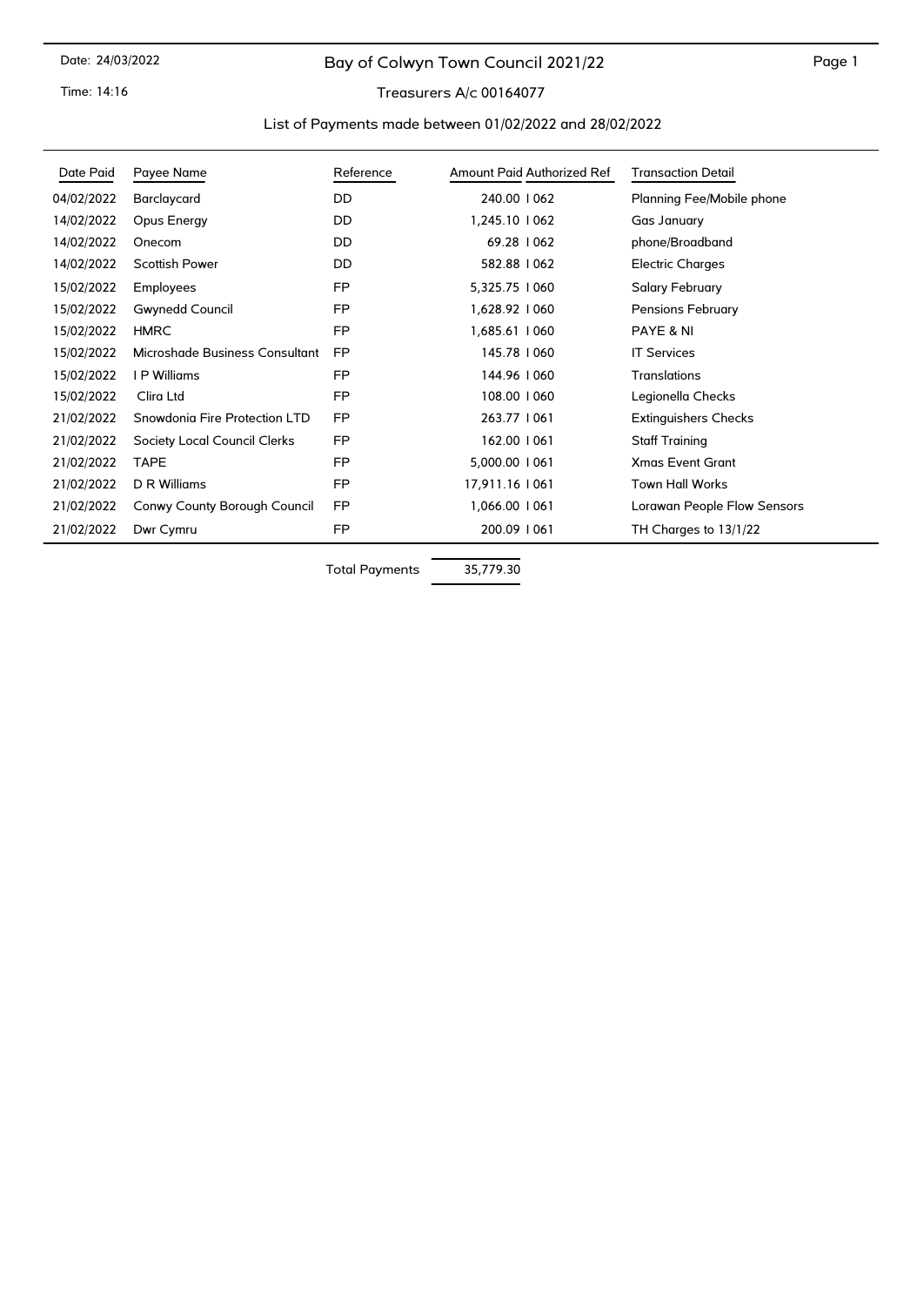Date: 24/03/2022

Time: 14:16

# Bay of Colwyn Town Council 2021/22

## Treasurers A/c 00164077

### List of Payments made between 01/02/2022 and 28/02/2022

| Date Paid | Payee Name | Reference | Amount Paid | Authorized Ref | Transaction Detail |
|---|---|---|---|---|---|
| 04/02/2022 | Barclaycard | DD | 240.00 | I 062 | Planning Fee/Mobile phone |
| 14/02/2022 | Opus Energy | DD | 1,245.10 | I 062 | Gas January |
| 14/02/2022 | Onecom | DD | 69.28 | I 062 | phone/Broadband |
| 14/02/2022 | Scottish Power | DD | 582.88 | I 062 | Electric Charges |
| 15/02/2022 | Employees | FP | 5,325.75 | I 060 | Salary February |
| 15/02/2022 | Gwynedd Council | FP | 1,628.92 | I 060 | Pensions February |
| 15/02/2022 | HMRC | FP | 1,685.61 | I 060 | PAYE & NI |
| 15/02/2022 | Microshade Business Consultant | FP | 145.78 | I 060 | IT Services |
| 15/02/2022 | I P Williams | FP | 144.96 | I 060 | Translations |
| 15/02/2022 | Clira Ltd | FP | 108.00 | I 060 | Legionella Checks |
| 21/02/2022 | Snowdonia Fire Protection LTD | FP | 263.77 | I 061 | Extinguishers Checks |
| 21/02/2022 | Society Local Council Clerks | FP | 162.00 | I 061 | Staff Training |
| 21/02/2022 | TAPE | FP | 5,000.00 | I 061 | Xmas Event Grant |
| 21/02/2022 | D R Williams | FP | 17,911.16 | I 061 | Town Hall Works |
| 21/02/2022 | Conwy County Borough Council | FP | 1,066.00 | I 061 | Lorawan People Flow Sensors |
| 21/02/2022 | Dwr Cymru | FP | 200.09 | I 061 | TH Charges to 13/1/22 |
| | | Total Payments | 35,779.30 | | |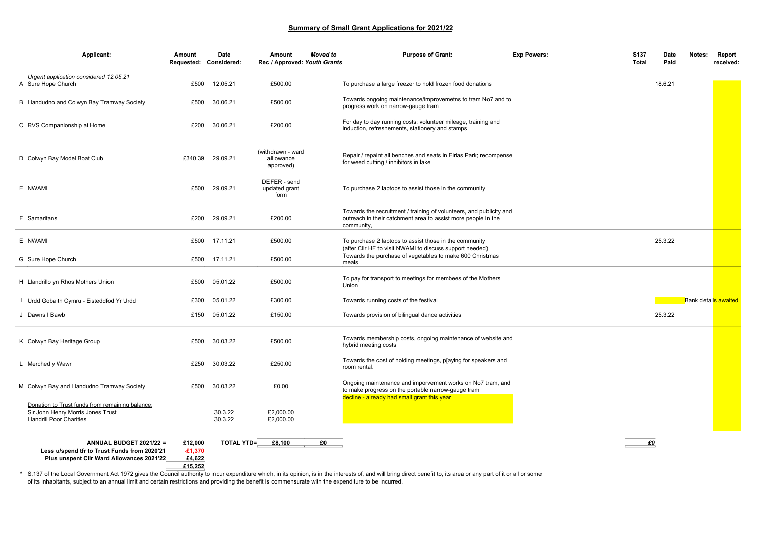## Summary of Small Grant Applications for 2021/22

| Applicant: | Amount Requested: | Date Considered: | Amount Rec / Approved: | Moved to Youth Grants | Purpose of Grant: | Exp Powers: | S137 Total | Date Paid | Notes: | Report received: |
|---|---|---|---|---|---|---|---|---|---|---|
| *Urgent application considered 12.05.21* | | | | | | | | | | |
| A Sure Hope Church | £500 | 12.05.21 | £500.00 | | To purchase a large freezer to hold frozen food donations | | | 18.6.21 | | |
| B Llandudno and Colwyn Bay Tramway Society | £500 | 30.06.21 | £500.00 | | Towards ongoing maintenance/improvemetns to tram No7 and to progress work on narrow-gauge tram | | | | | |
| C RVS Companionship at Home | £200 | 30.06.21 | £200.00 | | For day to day running costs: volunteer mileage, training and induction, refreshements, stationery and stamps | | | | | |
| D Colwyn Bay Model Boat Club | £340.39 | 29.09.21 | (withdrawn - ward alllowance approved) | | Repair / repaint all benches and seats in Eirias Park; recompense for weed cutting / inhibitors in lake | | | | | |
| E NWAMI | £500 | 29.09.21 | DEFER - send updated grant form | | To purchase 2 laptops to assist those in the community | | | | | |
| F Samaritans | £200 | 29.09.21 | £200.00 | | Towards the recruitment / training of volunteers, and publicity and outreach in their catchment area to assist more people in the community, | | | | | |
| E NWAMI | £500 | 17.11.21 | £500.00 | | To purchase 2 laptops to assist those in the community (after Cllr HF to visit NWAMI to discuss support needed) | | | 25.3.22 | | |
| G Sure Hope Church | £500 | 17.11.21 | £500.00 | | Towards the purchase of vegetables to make 600 Christmas meals | | | | | |
| H Llandrillo yn Rhos Mothers Union | £500 | 05.01.22 | £500.00 | | To pay for transport to meetings for membees of the Mothers Union | | | | | |
| I Urdd Gobaith Cymru - Eisteddfod Yr Urdd | £300 | 05.01.22 | £300.00 | | Towards running costs of the festival | | | | Bank details awaited | |
| J Dawns I Bawb | £150 | 05.01.22 | £150.00 | | Towards provision of bilingual dance activities | | | 25.3.22 | | |
| K Colwyn Bay Heritage Group | £500 | 30.03.22 | £500.00 | | Towards membership costs, ongoing maintenance of website and hybrid meeting costs | | | | | |
| L Merched y Wawr | £250 | 30.03.22 | £250.00 | | Towards the cost of holding meetings, p[aying for speakers and room rental. | | | | | |
| M Colwyn Bay and Llandudno Tramway Society | £500 | 30.03.22 | £0.00 | | Ongoing maintenance and imporvement works on No7 tram, and to make progress on the portable narrow-gauge tram<br>decline - already had small grant this year | | | | | |
| Donation to Trust funds from remaining balance: | | | | | | | | | | |
| Sir John Henry Morris Jones Trust | | 30.3.22 | £2,000.00 | | | | | | | |
| Llandrill Poor Charities | | 30.3.22 | £2,000.00 | | | | | | | |
| **ANNUAL BUDGET 2021/22 =** | **£12,000** | **TOTAL YTD=** | **£8,100** | **£0** | | | **£0** | | | |
| **Less u/spend tfr to Trust Funds from 2020'21** | **-£1,370** | | | | | | | | | |
| **Plus unspent Cllr Ward Allowances 2021'22** | **£4,622** | | | | | | | | | |
| | **£15,252** | | | | | | | | | |

\* S.137 of the Local Government Act 1972 gives the Council authority to incur expenditure which, in its opinion, is in the interests of, and will bring direct benefit to, its area or any part of it or all or some of its inhabitants, subject to an annual limit and certain restrictions and providing the benefit is commensurate with the expenditure to be incurred.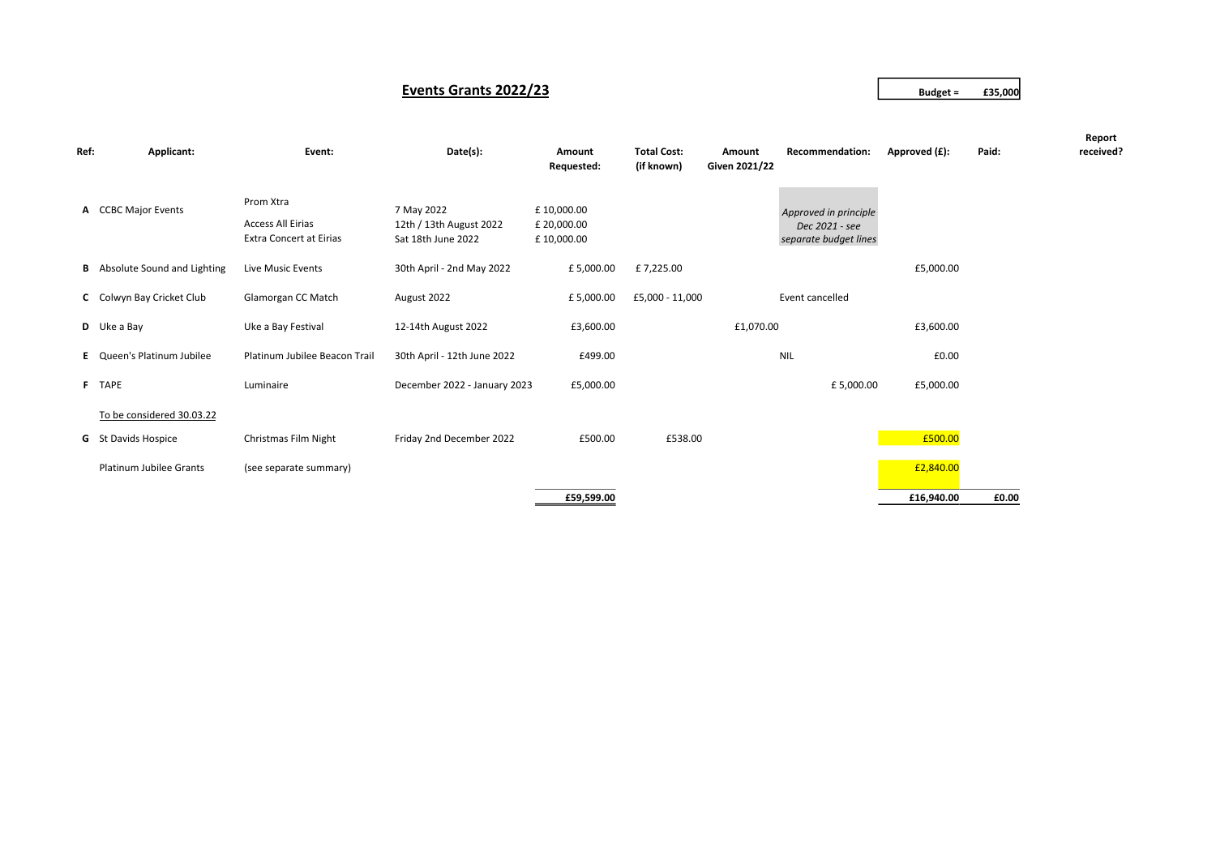# Events Grants 2022/23

**Budget = £35,000**

| Ref: | Applicant: | Event: | Date(s): | Amount Requested: | Total Cost: (if known) | Amount Given 2021/22 | Recommendation: | Approved (£): | Paid: | Report received? |
|---|---|---|---|---|---|---|---|---|---|---|
| **A** | CCBC Major Events | Prom Xtra<br>Access All Eirias<br>Extra Concert at Eirias | 7 May 2022<br>12th / 13th August 2022<br>Sat 18th June 2022 | £ 10,000.00<br>£ 20,000.00<br>£ 10,000.00 | | | *Approved in principle Dec 2021 - see separate budget lines* | | | |
| **B** | Absolute Sound and Lighting | Live Music Events | 30th April - 2nd May 2022 | £ 5,000.00 | £ 7,225.00 | | | £5,000.00 | | |
| **C** | Colwyn Bay Cricket Club | Glamorgan CC Match | August 2022 | £ 5,000.00 | £5,000 - 11,000 | | Event cancelled | | | |
| **D** | Uke a Bay | Uke a Bay Festival | 12-14th August 2022 | £3,600.00 | | £1,070.00 | | £3,600.00 | | |
| **E** | Queen's Platinum Jubilee | Platinum Jubilee Beacon Trail | 30th April - 12th June 2022 | £499.00 | | | NIL | £0.00 | | |
| **F** | TAPE | Luminaire | December 2022 - January 2023 | £5,000.00 | | | £ 5,000.00 | £5,000.00 | | |
| | To be considered 30.03.22 | | | | | | | | | |
| **G** | St Davids Hospice | Christmas Film Night | Friday 2nd December 2022 | £500.00 | £538.00 | | | £500.00 | | |
| | Platinum Jubilee Grants | (see separate summary) | | | | | | £2,840.00 | | |
| | | | | **£59,599.00** | | | | **£16,940.00** | **£0.00** | |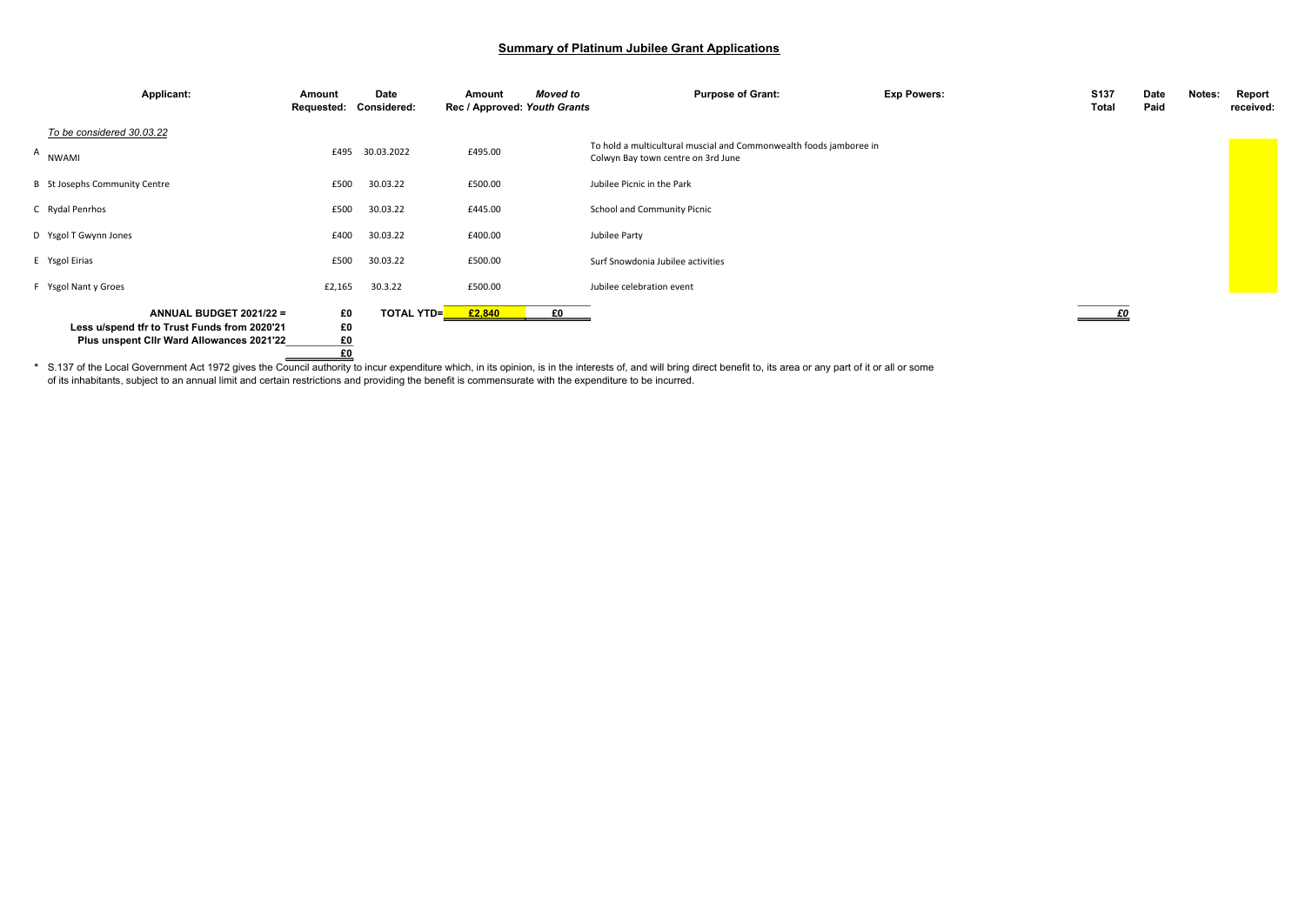## Summary of Platinum Jubilee Grant Applications

| | Applicant: | Amount Requested: | Date Considered: | Amount Rec / Approved: | *Moved to Youth Grants* | Purpose of Grant: | Exp Powers: | S137 Total | Date Paid | Notes: | Report received: |
|---|---|---|---|---|---|---|---|---|---|---|---|
| | *To be considered 30.03.22* | | | | | | | | | | |
| A | NWAMI | £495 | 30.03.2022 | £495.00 | | To hold a multicultural muscial and Commonwealth foods jamboree in Colwyn Bay town centre on 3rd June | | | | | |
| B | St Josephs Community Centre | £500 | 30.03.22 | £500.00 | | Jubilee Picnic in the Park | | | | | |
| C | Rydal Penrhos | £500 | 30.03.22 | £445.00 | | School and Community Picnic | | | | | |
| D | Ysgol T Gwynn Jones | £400 | 30.03.22 | £400.00 | | Jubilee Party | | | | | |
| E | Ysgol Eirias | £500 | 30.03.22 | £500.00 | | Surf Snowdonia Jubilee activities | | | | | |
| F | Ysgol Nant y Groes | £2,165 | 30.3.22 | £500.00 | | Jubilee celebration event | | | | | |
| | **ANNUAL BUDGET 2021/22 =** | **£0** | **TOTAL YTD=** | **£2,840** | **£0** | | | *£0* | | | |
| | **Less u/spend tfr to Trust Funds from 2020'21** | **£0** | | | | | | | | | |
| | **Plus unspent Cllr Ward Allowances 2021'22** | **£0** | | | | | | | | | |
| | | **£0** | | | | | | | | | |

\* S.137 of the Local Government Act 1972 gives the Council authority to incur expenditure which, in its opinion, is in the interests of, and will bring direct benefit to, its area or any part of it or all or some of its inhabitants, subject to an annual limit and certain restrictions and providing the benefit is commensurate with the expenditure to be incurred.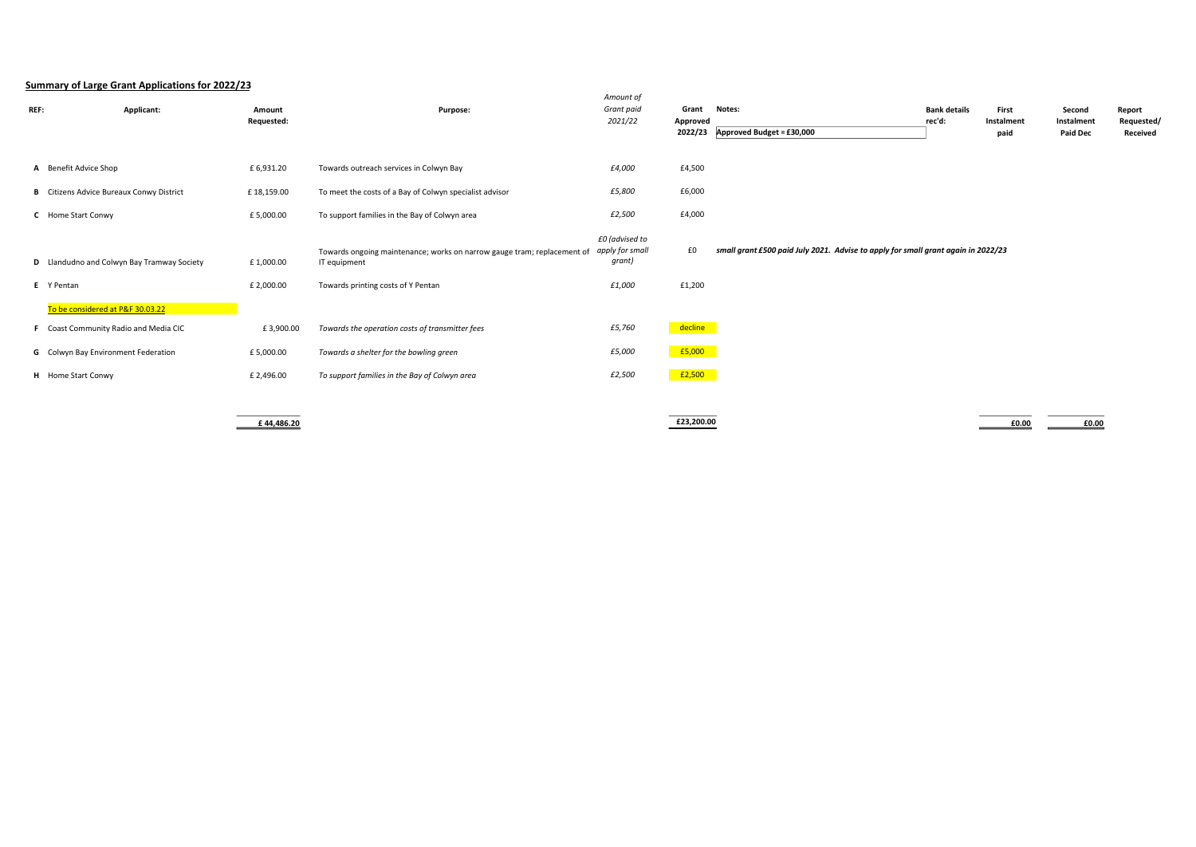## Summary of Large Grant Applications for 2022/23

| REF: | Applicant: | Amount Requested: | Purpose: | *Amount of Grant paid 2021/22* | Grant Approved 2022/23 | Notes: Approved Budget = £30,000 | Bank details rec'd: | First Instalment paid | Second Instalment Paid Dec | Report Requested/ Received |
|---|---|---|---|---|---|---|---|---|---|---|
| **A** | Benefit Advice Shop | £ 6,931.20 | Towards outreach services in Colwyn Bay | *£4,000* | £4,500 | | | | | |
| **B** | Citizens Advice Bureaux Conwy District | £ 18,159.00 | To meet the costs of a Bay of Colwyn specialist advisor | *£5,800* | £6,000 | | | | | |
| **C** | Home Start Conwy | £ 5,000.00 | To support families in the Bay of Colwyn area | *£2,500* | £4,000 | | | | | |
| **D** | Llandudno and Colwyn Bay Tramway Society | £ 1,000.00 | Towards ongoing maintenance; works on narrow gauge tram; replacement of IT equipment | *£0 (advised to apply for small grant)* | £0 | ***small grant £500 paid July 2021. Advise to apply for small grant again in 2022/23*** | | | | |
| **E** | Y Pentan | £ 2,000.00 | Towards printing costs of Y Pentan | *£1,000* | £1,200 | | | | | |
| | To be considered at P&F 30.03.22 | | | | | | | | | |
| **F** | Coast Community Radio and Media CIC | £ 3,900.00 | *Towards the operation costs of transmitter fees* | *£5,760* | decline | | | | | |
| **G** | Colwyn Bay Environment Federation | £ 5,000.00 | *Towards a shelter for the bowling green* | *£5,000* | £5,000 | | | | | |
| **H** | Home Start Conwy | £ 2,496.00 | *To support families in the Bay of Colwyn area* | *£2,500* | £2,500 | | | | | |
| | | **£ 44,486.20** | | | **£23,200.00** | | | **£0.00** | **£0.00** | |